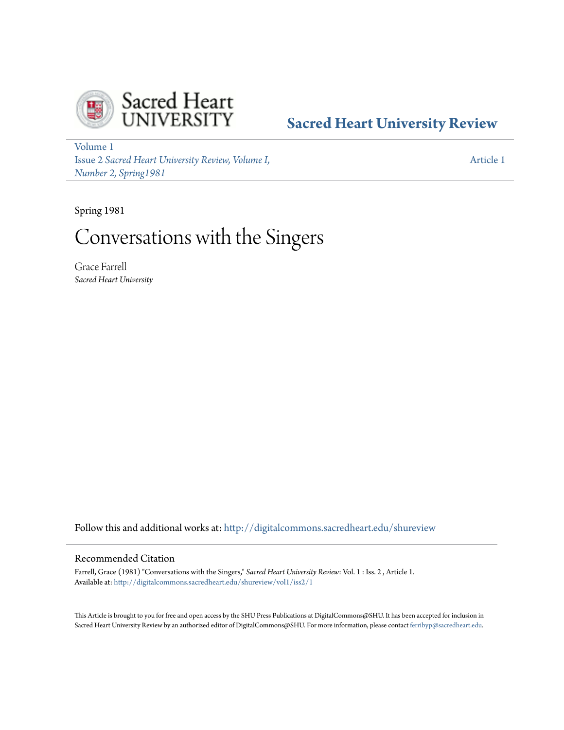Sacred Heart UNIVERSITY

**Sacred Heart University Review**

Volume 1
Issue 2 *Sacred Heart University Review, Volume I, Number 2, Spring1981*

Article 1

Spring 1981

# Conversations with the Singers

Grace Farrell
*Sacred Heart University*

Follow this and additional works at: http://digitalcommons.sacredheart.edu/shureview

## Recommended Citation

Farrell, Grace (1981) "Conversations with the Singers," *Sacred Heart University Review*: Vol. 1 : Iss. 2 , Article 1.
Available at: http://digitalcommons.sacredheart.edu/shureview/vol1/iss2/1

This Article is brought to you for free and open access by the SHU Press Publications at DigitalCommons@SHU. It has been accepted for inclusion in Sacred Heart University Review by an authorized editor of DigitalCommons@SHU. For more information, please contact ferribyp@sacredheart.edu.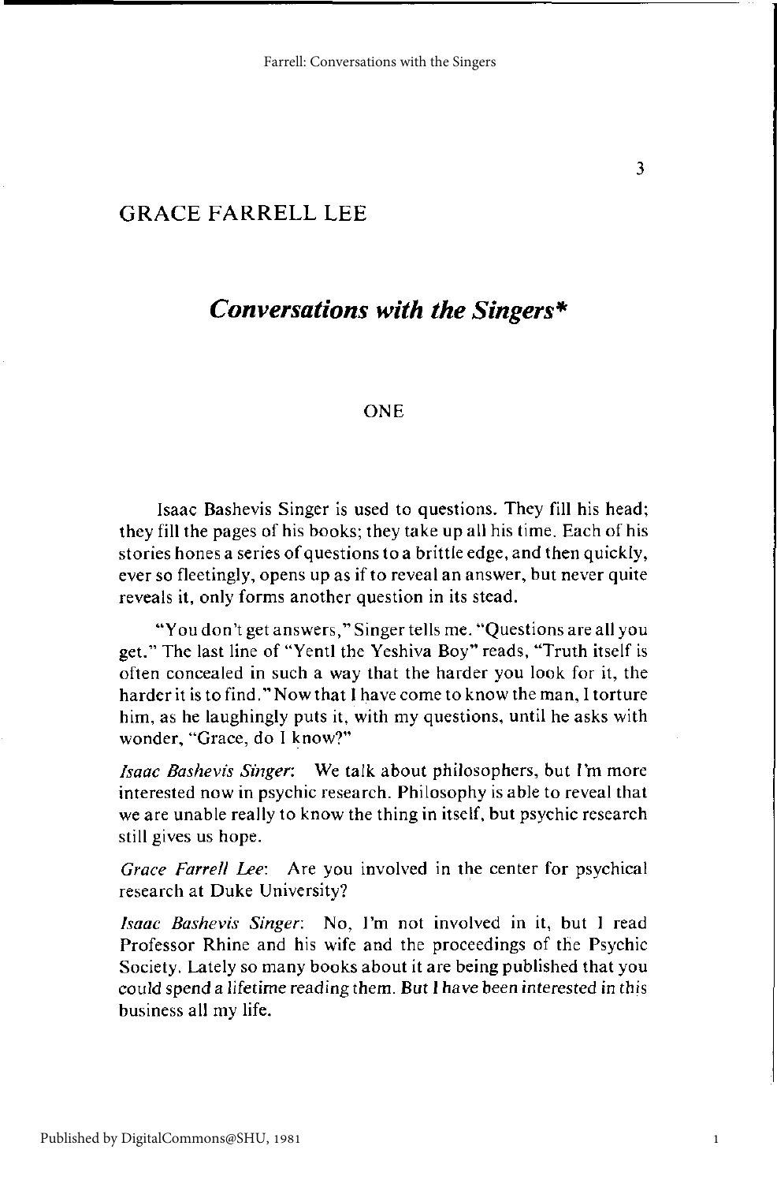# GRACE FARRELL LEE

## *Conversations with the Singers**

### ONE

Isaac Bashevis Singer is used to questions. They fill his head; they fill the pages of his books; they take up all his time. Each of his stories hones a series of questions to a brittle edge, and then quickly, ever so fleetingly, opens up as if to reveal an answer, but never quite reveals it, only forms another question in its stead.

"You don't get answers," Singer tells me. "Questions are all you get." The last line of "Yentl the Yeshiva Boy" reads, "Truth itself is often concealed in such a way that the harder you look for it, the harder it is to find." Now that I have come to know the man, I torture him, as he laughingly puts it, with my questions, until he asks with wonder, "Grace, do I know?"

*Isaac Bashevis Singer*: We talk about philosophers, but I'm more interested now in psychic research. Philosophy is able to reveal that we are unable really to know the thing in itself, but psychic research still gives us hope.

*Grace Farrell Lee*: Are you involved in the center for psychical research at Duke University?

*Isaac Bashevis Singer*: No, I'm not involved in it, but I read Professor Rhine and his wife and the proceedings of the Psychic Society. Lately so many books about it are being published that you could spend a lifetime reading them. But I have been interested in this business all my life.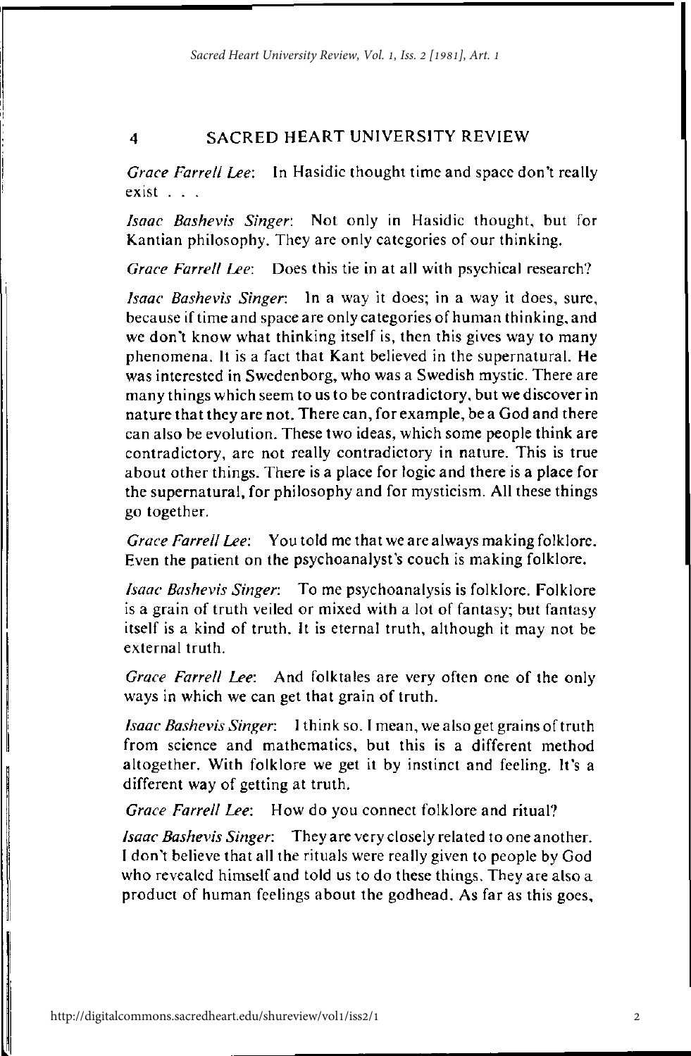*Grace Farrell Lee*: In Hasidic thought time and space don't really exist . . .

*Isaac Bashevis Singer*: Not only in Hasidic thought, but for Kantian philosophy. They are only categories of our thinking.

*Grace Farrell Lee*: Does this tie in at all with psychical research?

*Isaac Bashevis Singer*: In a way it does; in a way it does, sure, because if time and space are only categories of human thinking, and we don't know what thinking itself is, then this gives way to many phenomena. It is a fact that Kant believed in the supernatural. He was interested in Swedenborg, who was a Swedish mystic. There are many things which seem to us to be contradictory, but we discover in nature that they are not. There can, for example, be a God and there can also be evolution. These two ideas, which some people think are contradictory, are not really contradictory in nature. This is true about other things. There is a place for logic and there is a place for the supernatural, for philosophy and for mysticism. All these things go together.

*Grace Farrell Lee*: You told me that we are always making folklore. Even the patient on the psychoanalyst's couch is making folklore.

*Isaac Bashevis Singer*: To me psychoanalysis is folklore. Folklore is a grain of truth veiled or mixed with a lot of fantasy; but fantasy itself is a kind of truth. It is eternal truth, although it may not be external truth.

*Grace Farrell Lee*: And folktales are very often one of the only ways in which we can get that grain of truth.

*Isaac Bashevis Singer*: I think so. I mean, we also get grains of truth from science and mathematics, but this is a different method altogether. With folklore we get it by instinct and feeling. It's a different way of getting at truth.

*Grace Farrell Lee*: How do you connect folklore and ritual?

*Isaac Bashevis Singer*: They are very closely related to one another. I don't believe that all the rituals were really given to people by God who revealed himself and told us to do these things. They are also a product of human feelings about the godhead. As far as this goes,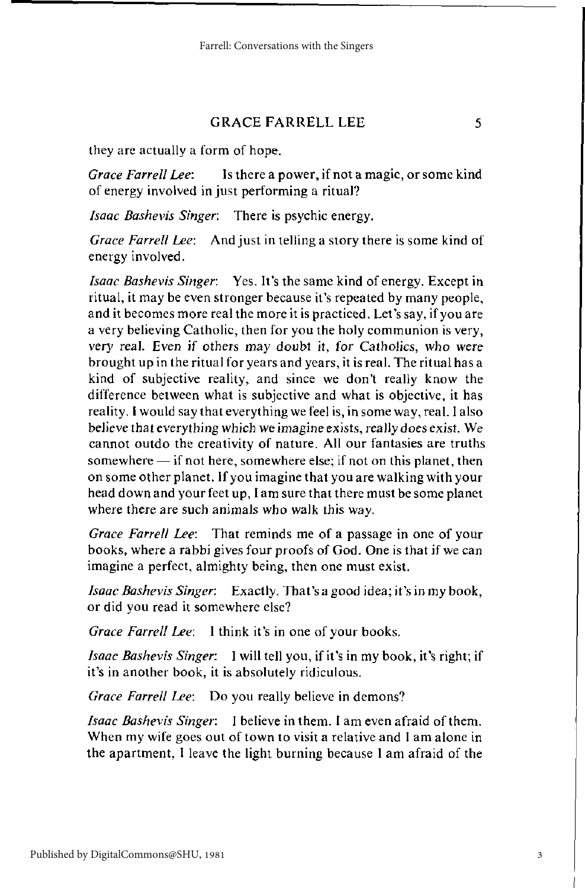they are actually a form of hope.

*Grace Farrell Lee*: Is there a power, if not a magic, or some kind of energy involved in just performing a ritual?

*Isaac Bashevis Singer*: There is psychic energy.

*Grace Farrell Lee*: And just in telling a story there is some kind of energy involved.

*Isaac Bashevis Singer*: Yes. It's the same kind of energy. Except in ritual, it may be even stronger because it's repeated by many people, and it becomes more real the more it is practiced. Let's say, if you are a very believing Catholic, then for you the holy communion is very, very real. Even if others may doubt it, for Catholics, who were brought up in the ritual for years and years, it is real. The ritual has a kind of subjective reality, and since we don't really know the difference between what is subjective and what is objective, it has reality. I would say that everything we feel is, in some way, real. I also believe that everything which we imagine exists, really does exist. We cannot outdo the creativity of nature. All our fantasies are truths somewhere — if not here, somewhere else; if not on this planet, then on some other planet. If you imagine that you are walking with your head down and your feet up, I am sure that there must be some planet where there are such animals who walk this way.

*Grace Farrell Lee*: That reminds me of a passage in one of your books, where a rabbi gives four proofs of God. One is that if we can imagine a perfect, almighty being, then one must exist.

*Isaac Bashevis Singer*: Exactly. That's a good idea; it's in my book, or did you read it somewhere else?

*Grace Farrell Lee*: I think it's in one of your books.

*Isaac Bashevis Singer*: I will tell you, if it's in my book, it's right; if it's in another book, it is absolutely ridiculous.

*Grace Farrell Lee*: Do you really believe in demons?

*Isaac Bashevis Singer*: I believe in them. I am even afraid of them. When my wife goes out of town to visit a relative and I am alone in the apartment, I leave the light burning because I am afraid of the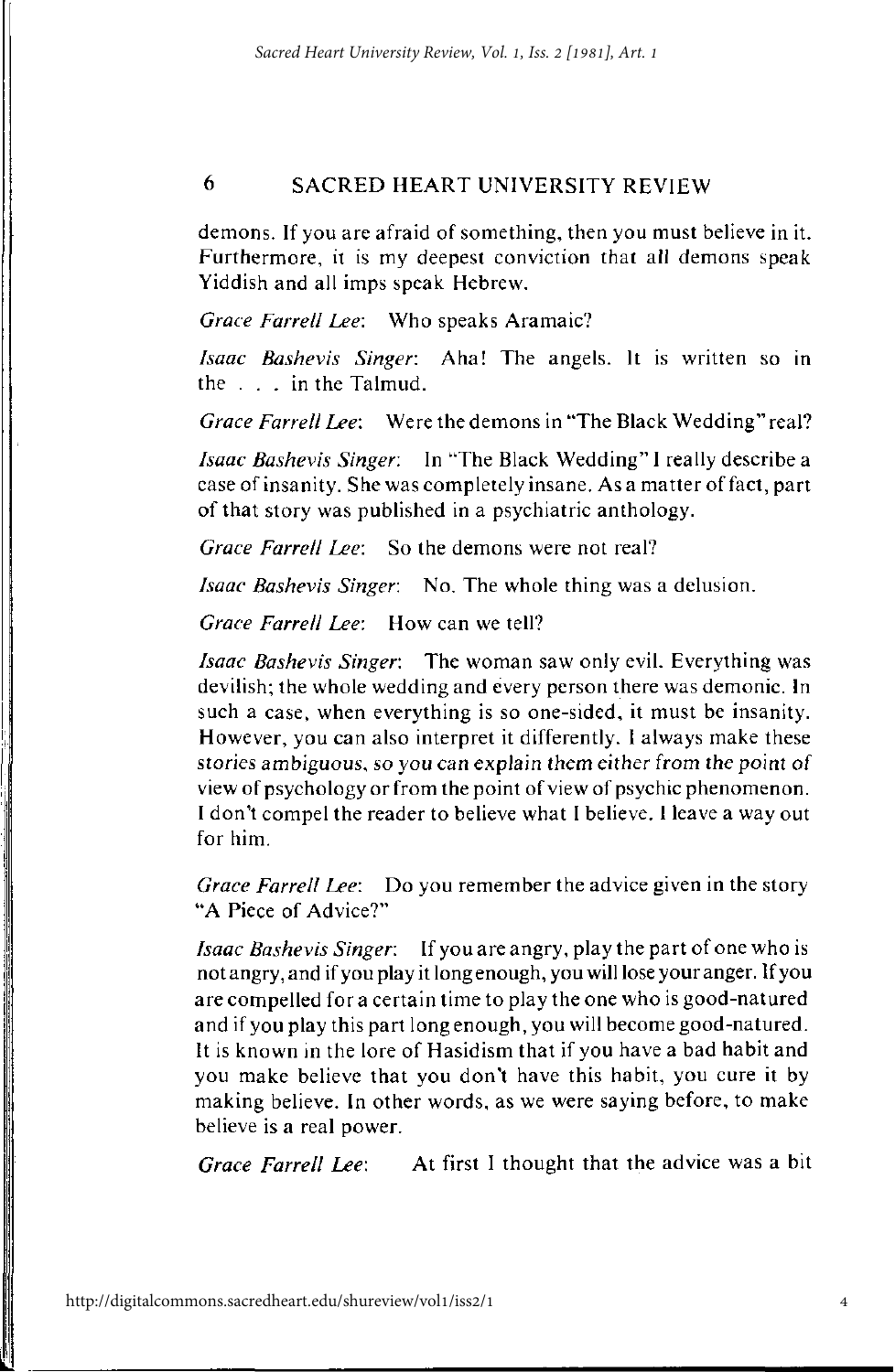demons. If you are afraid of something, then you must believe in it. Furthermore, it is my deepest conviction that *all* demons speak Yiddish and all imps speak Hebrew.

*Grace Farrell Lee*: Who speaks Aramaic?

*Isaac Bashevis Singer*: Aha! The angels. It is written so in the . . . in the Talmud.

*Grace Farrell Lee*: Were the demons in "The Black Wedding" real?

*Isaac Bashevis Singer*: In "The Black Wedding" I really describe a case of insanity. She was completely insane. As a matter of fact, part of that story was published in a psychiatric anthology.

*Grace Farrell Lee*: So the demons were not real?

*Isaac Bashevis Singer*: No. The whole thing was a delusion.

*Grace Farrell Lee*: How can we tell?

*Isaac Bashevis Singer*: The woman saw only evil. Everything was devilish; the whole wedding and every person there was demonic. In such a case, when everything is so one-sided, it must be insanity. However, you can also interpret it differently. I always make these stories ambiguous, so you can explain them either from the point of view of psychology or from the point of view of psychic phenomenon. I don't compel the reader to believe what I believe. I leave a way out for him.

*Grace Farrell Lee*: Do you remember the advice given in the story "A Piece of Advice?"

*Isaac Bashevis Singer*: If you are angry, play the part of one who is not angry, and if you play it long enough, you will lose your anger. If you are compelled for a certain time to play the one who is good-natured and if you play this part long enough, you will become good-natured. It is known in the lore of Hasidism that if you have a bad habit and you make believe that you don't have this habit, you cure it by making believe. In other words, as we were saying before, to make believe is a real power.

*Grace Farrell Lee*: At first I thought that the advice was a bit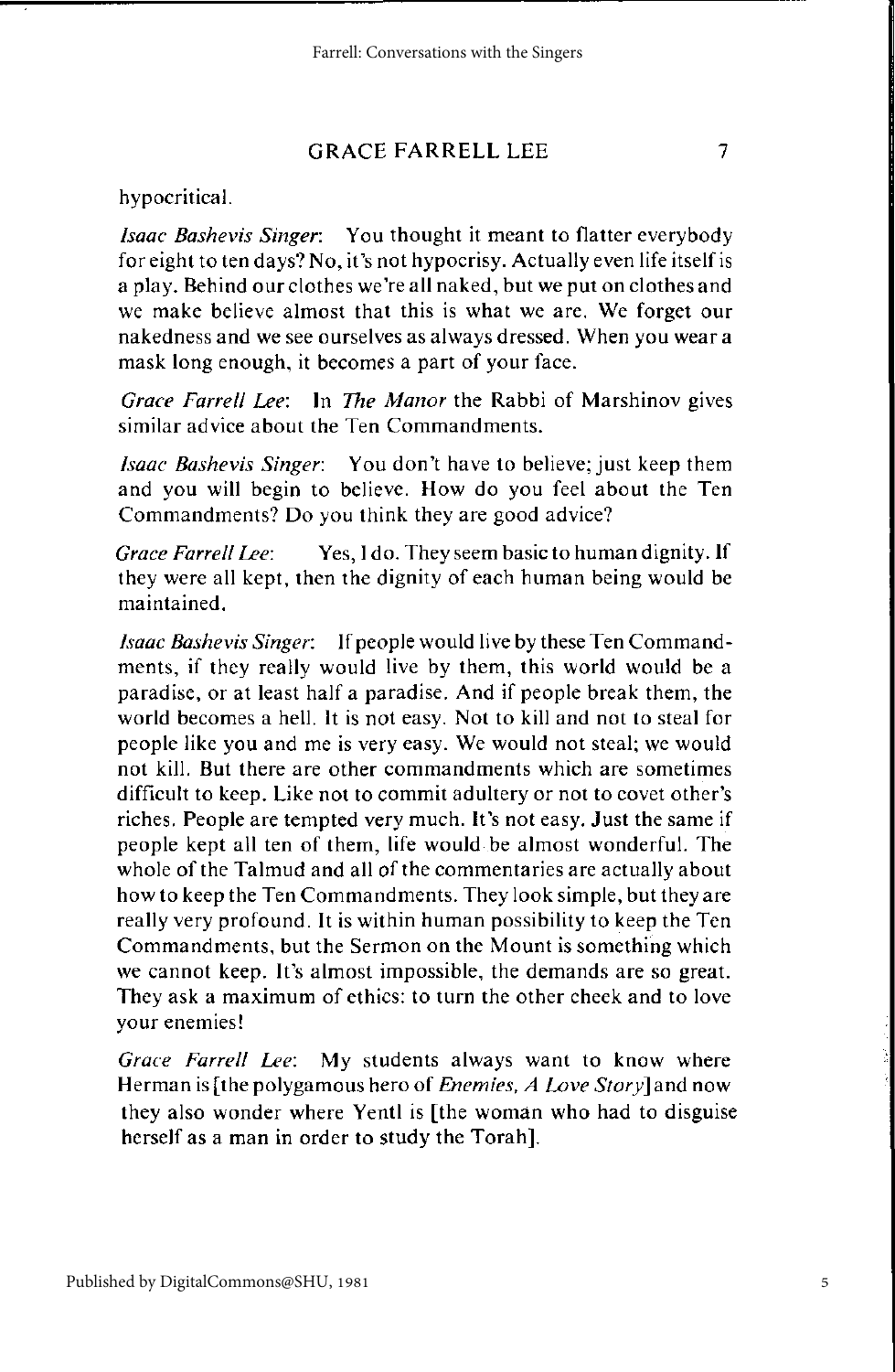hypocritical.

*Isaac Bashevis Singer*: You thought it meant to flatter everybody for eight to ten days? No, it's not hypocrisy. Actually even life itself is a play. Behind our clothes we're all naked, but we put on clothes and we make believe almost that this is what we are. We forget our nakedness and we see ourselves as always dressed. When you wear a mask long enough, it becomes a part of your face.

*Grace Farrell Lee*: In *The Manor* the Rabbi of Marshinov gives similar advice about the Ten Commandments.

*Isaac Bashevis Singer*: You don't have to believe; just keep them and you will begin to believe. How do you feel about the Ten Commandments? Do you think they are good advice?

*Grace Farrell Lee*: Yes, I do. They seem basic to human dignity. If they were all kept, then the dignity of each human being would be maintained.

*Isaac Bashevis Singer*: If people would live by these Ten Commandments, if they really would live by them, this world would be a paradise, or at least half a paradise. And if people break them, the world becomes a hell. It is not easy. Not to kill and not to steal for people like you and me is very easy. We would not steal; we would not kill. But there are other commandments which are sometimes difficult to keep. Like not to commit adultery or not to covet other's riches. People are tempted very much. It's not easy. Just the same if people kept all ten of them, life would be almost wonderful. The whole of the Talmud and all of the commentaries are actually about how to keep the Ten Commandments. They look simple, but they are really very profound. It is within human possibility to keep the Ten Commandments, but the Sermon on the Mount is something which we cannot keep. It's almost impossible, the demands are so great. They ask a maximum of ethics: to turn the other cheek and to love your enemies!

*Grace Farrell Lee*: My students always want to know where Herman is [the polygamous hero of *Enemies, A Love Story*] and now they also wonder where Yentl is [the woman who had to disguise herself as a man in order to study the Torah].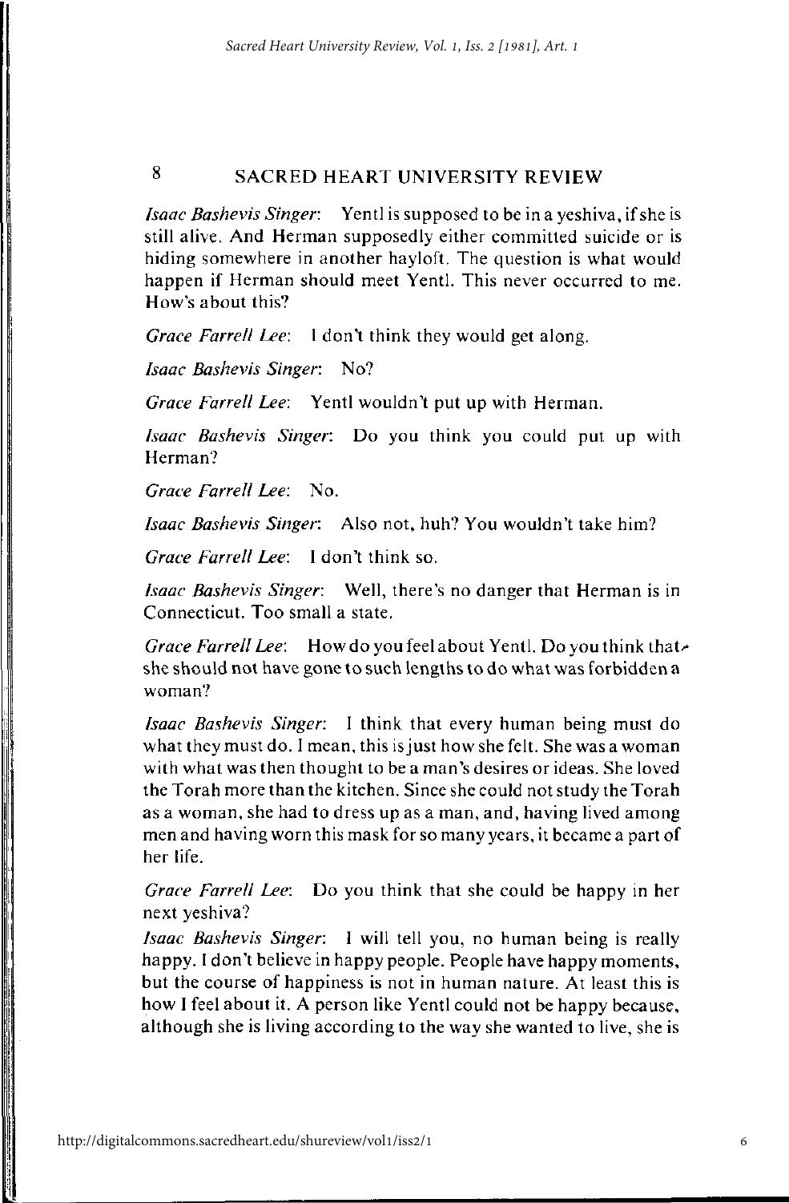*Isaac Bashevis Singer*: Yentl is supposed to be in a yeshiva, if she is still alive. And Herman supposedly either committed suicide or is hiding somewhere in another hayloft. The question is what would happen if Herman should meet Yentl. This never occurred to me. How's about this?

*Grace Farrell Lee*: I don't think they would get along.

*Isaac Bashevis Singer*: No?

*Grace Farrell Lee*: Yentl wouldn't put up with Herman.

*Isaac Bashevis Singer*: Do you think you could put up with Herman?

*Grace Farrell Lee*: No.

*Isaac Bashevis Singer*: Also not, huh? You wouldn't take him?

*Grace Farrell Lee*: I don't think so.

*Isaac Bashevis Singer*: Well, there's no danger that Herman is in Connecticut. Too small a state.

*Grace Farrell Lee*: How do you feel about Yentl. Do you think that she should not have gone to such lengths to do what was forbidden a woman?

*Isaac Bashevis Singer*: I think that every human being must do what they must do. I mean, this is just how she felt. She was a woman with what was then thought to be a man's desires or ideas. She loved the Torah more than the kitchen. Since she could not study the Torah as a woman, she had to dress up as a man, and, having lived among men and having worn this mask for so many years, it became a part of her life.

*Grace Farrell Lee*: Do you think that she could be happy in her next yeshiva?

*Isaac Bashevis Singer*: I will tell you, no human being is really happy. I don't believe in happy people. People have happy moments, but the course of happiness is not in human nature. At least this is how I feel about it. A person like Yentl could not be happy because, although she is living according to the way she wanted to live, she is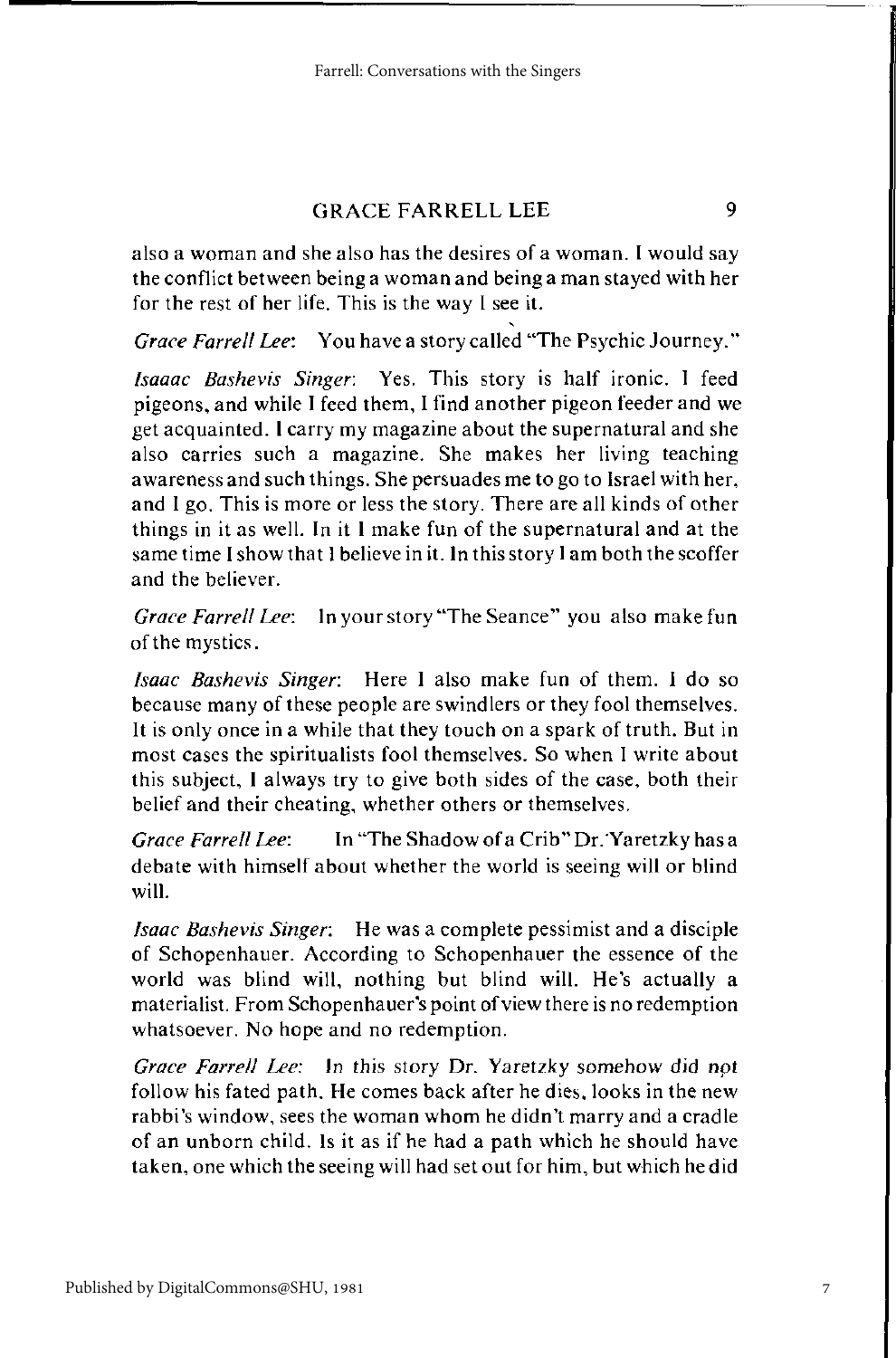also a woman and she also has the desires of a woman. I would say the conflict between being a woman and being a man stayed with her for the rest of her life. This is the way I see it.

*Grace Farrell Lee*: You have a story called "The Psychic Journey."

*Isaaac Bashevis Singer*: Yes. This story is half ironic. I feed pigeons, and while I feed them, I find another pigeon feeder and we get acquainted. I carry my magazine about the supernatural and she also carries such a magazine. She makes her living teaching awareness and such things. She persuades me to go to Israel with her, and I go. This is more or less the story. There are all kinds of other things in it as well. In it I make fun of the supernatural and at the same time I show that I believe in it. In this story I am both the scoffer and the believer.

*Grace Farrell Lee*: In your story "The Seance" you also make fun of the mystics.

*Isaac Bashevis Singer*: Here I also make fun of them. I do so because many of these people are swindlers or they fool themselves. It is only once in a while that they touch on a spark of truth. But in most cases the spiritualists fool themselves. So when I write about this subject, I always try to give both sides of the case, both their belief and their cheating, whether others or themselves.

*Grace Farrell Lee*: In "The Shadow of a Crib" Dr. Yaretzky has a debate with himself about whether the world is seeing will or blind will.

*Isaac Bashevis Singer*: He was a complete pessimist and a disciple of Schopenhauer. According to Schopenhauer the essence of the world was blind will, nothing but blind will. He's actually a materialist. From Schopenhauer's point of view there is no redemption whatsoever. No hope and no redemption.

*Grace Farrell Lee*: In this story Dr. Yaretzky somehow did not follow his fated path. He comes back after he dies, looks in the new rabbi's window, sees the woman whom he didn't marry and a cradle of an unborn child. Is it as if he had a path which he should have taken, one which the seeing will had set out for him, but which he did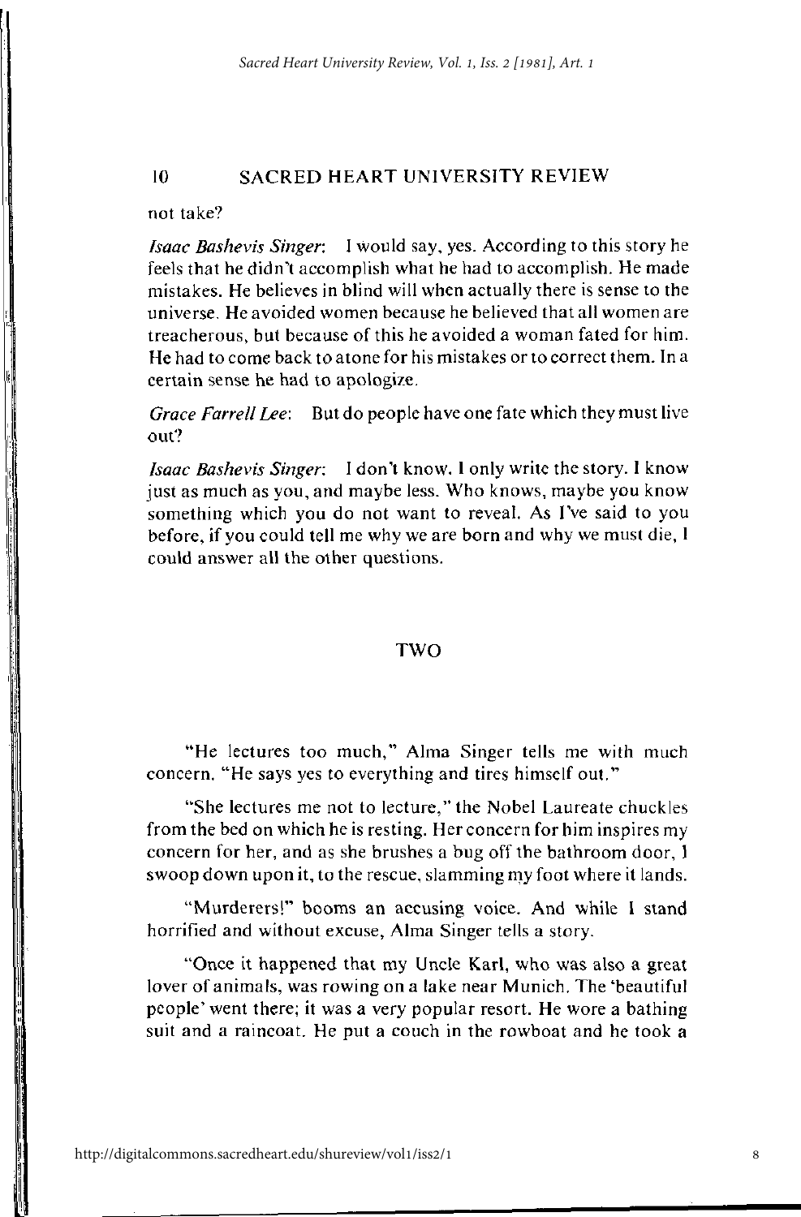not take?

*Isaac Bashevis Singer*: I would say, yes. According to this story he feels that he didn't accomplish what he had to accomplish. He made mistakes. He believes in blind will when actually there is sense to the universe. He avoided women because he believed that all women are treacherous, but because of this he avoided a woman fated for him. He had to come back to atone for his mistakes or to correct them. In a certain sense he had to apologize.

*Grace Farrell Lee*: But do people have one fate which they must live out?

*Isaac Bashevis Singer*: I don't know. I only write the story. I know just as much as you, and maybe less. Who knows, maybe you know something which you do not want to reveal. As I've said to you before, if you could tell me why we are born and why we must die, I could answer all the other questions.

## TWO

"He lectures too much," Alma Singer tells me with much concern. "He says yes to everything and tires himself out."

"She lectures me not to lecture," the Nobel Laureate chuckles from the bed on which he is resting. Her concern for him inspires my concern for her, and as she brushes a bug off the bathroom door, I swoop down upon it, to the rescue, slamming my foot where it lands.

"Murderers!" booms an accusing voice. And while I stand horrified and without excuse, Alma Singer tells a story.

"Once it happened that my Uncle Karl, who was also a great lover of animals, was rowing on a lake near Munich. The 'beautiful people' went there; it was a very popular resort. He wore a bathing suit and a raincoat. He put a couch in the rowboat and he took a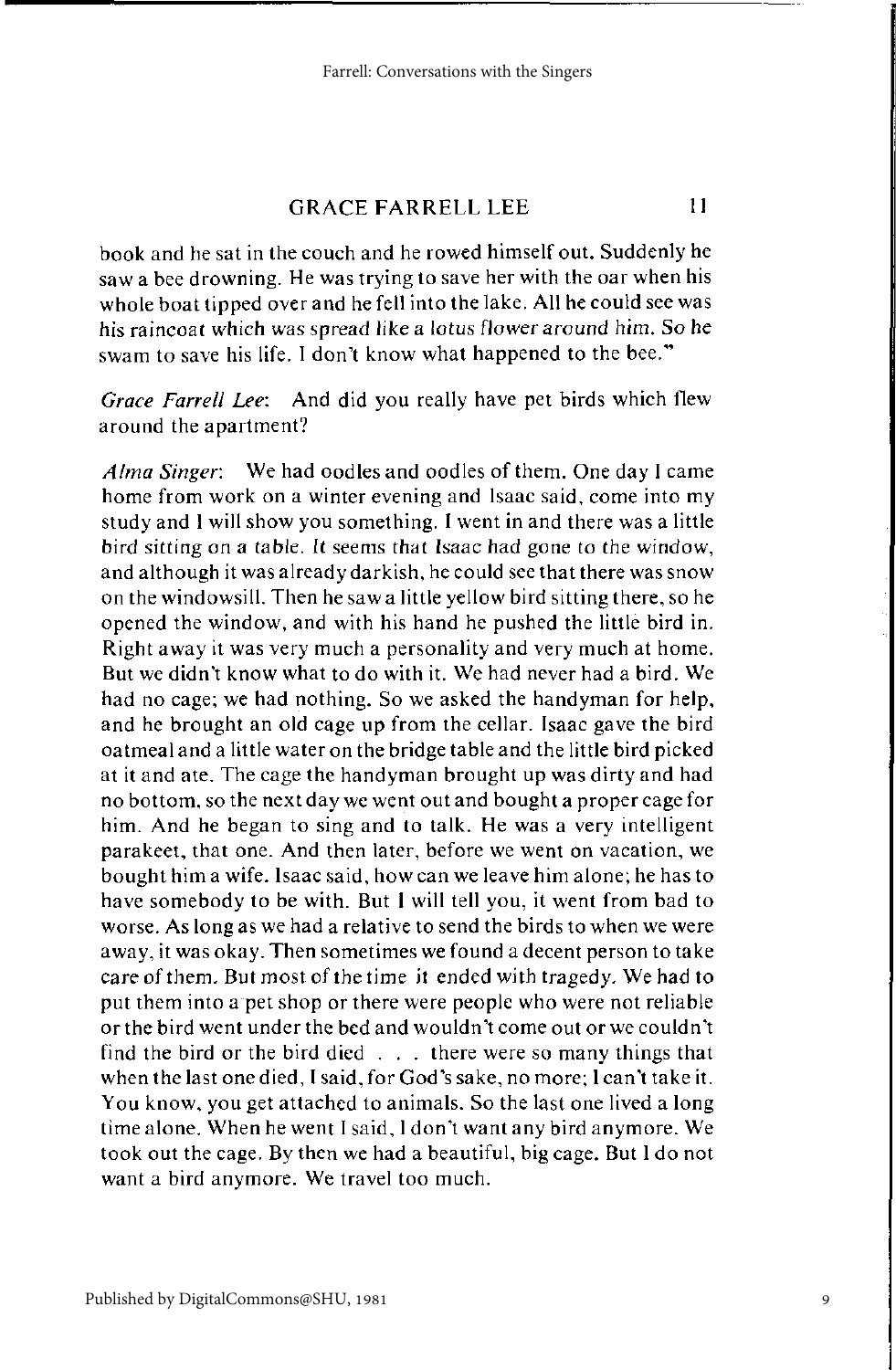book and he sat in the couch and he rowed himself out. Suddenly he saw a bee drowning. He was trying to save her with the oar when his whole boat tipped over and he fell into the lake. All he could see was his raincoat which was spread like a lotus flower around him. So he swam to save his life. I don't know what happened to the bee."

*Grace Farrell Lee*: And did you really have pet birds which flew around the apartment?

*Alma Singer*: We had oodles and oodles of them. One day I came home from work on a winter evening and Isaac said, come into my study and I will show you something. I went in and there was a little bird sitting on a table. It seems that Isaac had gone to the window, and although it was already darkish, he could see that there was snow on the windowsill. Then he saw a little yellow bird sitting there, so he opened the window, and with his hand he pushed the little bird in. Right away it was very much a personality and very much at home. But we didn't know what to do with it. We had never had a bird. We had no cage; we had nothing. So we asked the handyman for help, and he brought an old cage up from the cellar. Isaac gave the bird oatmeal and a little water on the bridge table and the little bird picked at it and ate. The cage the handyman brought up was dirty and had no bottom, so the next day we went out and bought a proper cage for him. And he began to sing and to talk. He was a very intelligent parakeet, that one. And then later, before we went on vacation, we bought him a wife. Isaac said, how can we leave him alone; he has to have somebody to be with. But I will tell you, it went from bad to worse. As long as we had a relative to send the birds to when we were away, it was okay. Then sometimes we found a decent person to take care of them. But most of the time it ended with tragedy. We had to put them into a pet shop or there were people who were not reliable or the bird went under the bed and wouldn't come out or we couldn't find the bird or the bird died . . . there were so many things that when the last one died, I said, for God's sake, no more; I can't take it. You know, you get attached to animals. So the last one lived a long time alone. When he went I said, I don't want any bird anymore. We took out the cage. By then we had a beautiful, big cage. But I do not want a bird anymore. We travel too much.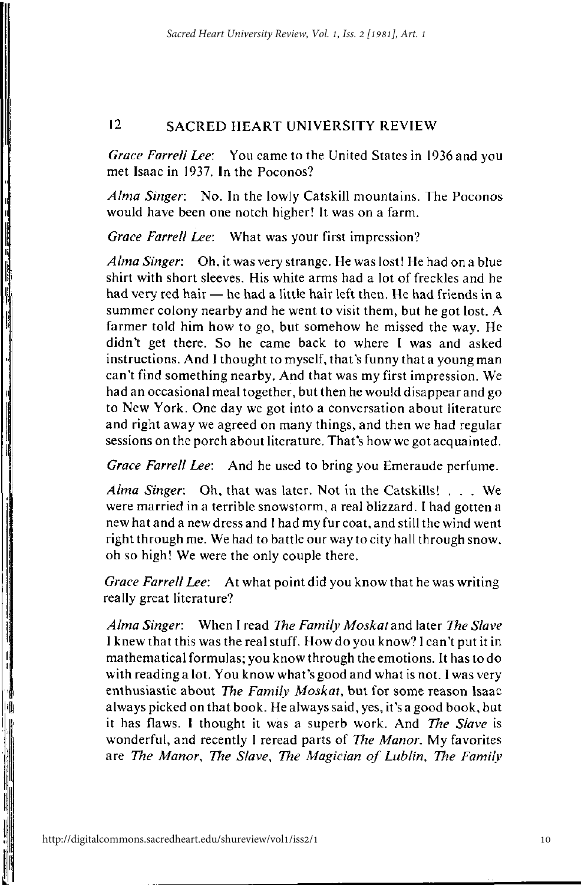*Grace Farrell Lee*: You came to the United States in 1936 and you met Isaac in 1937. In the Poconos?

*Alma Singer*: No. In the lowly Catskill mountains. The Poconos would have been one notch higher! It was on a farm.

*Grace Farrell Lee*: What was your first impression?

*Alma Singer*: Oh, it was very strange. He was lost! He had on a blue shirt with short sleeves. His white arms had a lot of freckles and he had very red hair — he had a little hair left then. He had friends in a summer colony nearby and he went to visit them, but he got lost. A farmer told him how to go, but somehow he missed the way. He didn't get there. So he came back to where I was and asked instructions. And I thought to myself, that's funny that a young man can't find something nearby. And that was my first impression. We had an occasional meal together, but then he would disappear and go to New York. One day we got into a conversation about literature and right away we agreed on many things, and then we had regular sessions on the porch about literature. That's how we got acquainted.

*Grace Farrell Lee*: And he used to bring you Emeraude perfume.

*Alma Singer*: Oh, that was later. Not in the Catskills! . . . We were married in a terrible snowstorm, a real blizzard. I had gotten a new hat and a new dress and I had my fur coat, and still the wind went right through me. We had to battle our way to city hall through snow, oh so high! We were the only couple there.

*Grace Farrell Lee*: At what point did you know that he was writing really great literature?

*Alma Singer*: When I read *The Family Moskat* and later *The Slave* I knew that this was the real stuff. How do you know? I can't put it in mathematical formulas; you know through the emotions. It has to do with reading a lot. You know what's good and what is not. I was very enthusiastic about *The Family Moskat*, but for some reason Isaac always picked on that book. He always said, yes, it's a good book, but it has flaws. I thought it was a superb work. And *The Slave* is wonderful, and recently I reread parts of *The Manor*. My favorites are *The Manor*, *The Slave*, *The Magician of Lublin*, *The Family*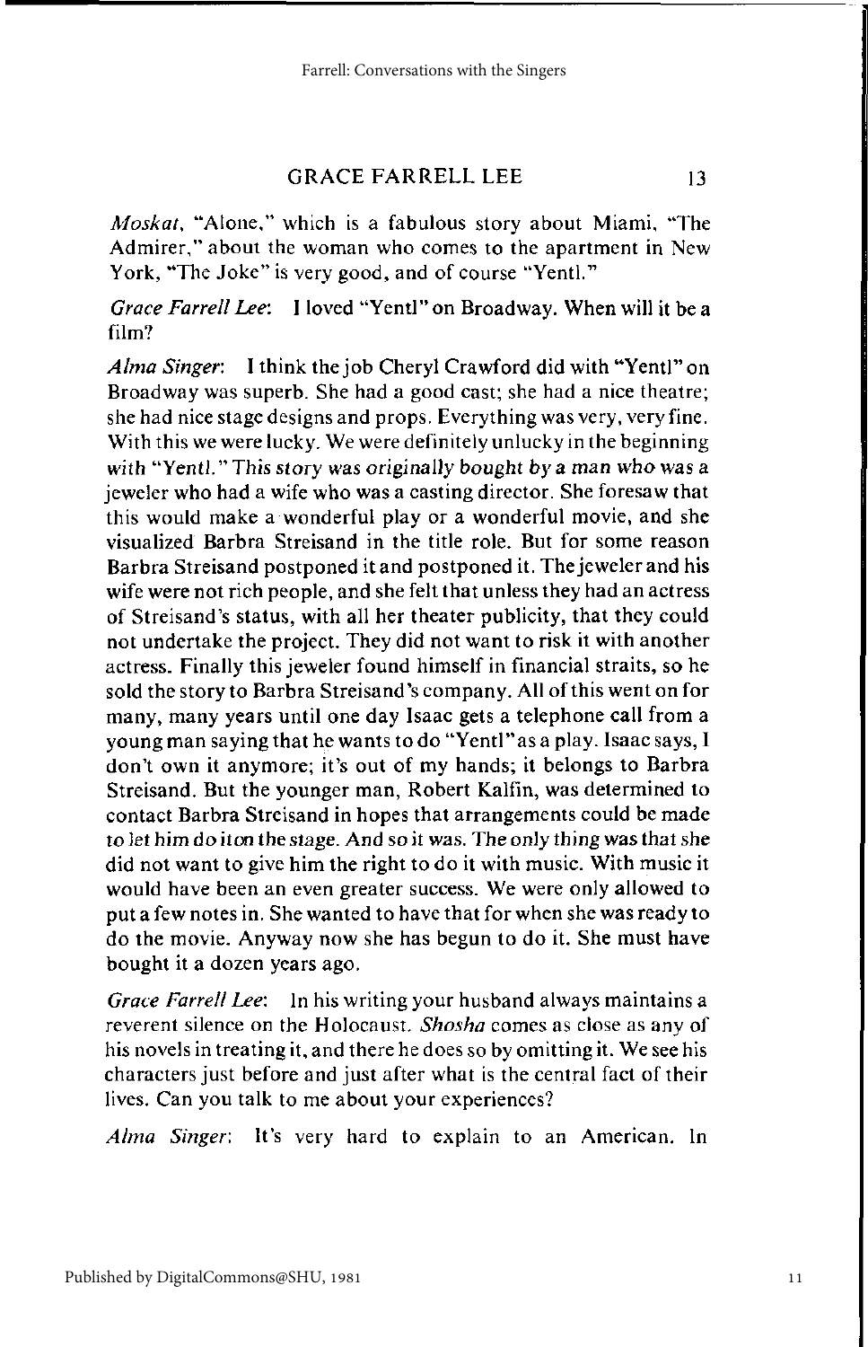*Moskat*, "Alone," which is a fabulous story about Miami, "The Admirer," about the woman who comes to the apartment in New York, "The Joke" is very good, and of course "Yentl."

*Grace Farrell Lee*: I loved "Yentl" on Broadway. When will it be a film?

*Alma Singer*: I think the job Cheryl Crawford did with "Yentl" on Broadway was superb. She had a good cast; she had a nice theatre; she had nice stage designs and props. Everything was very, very fine. With this we were lucky. We were definitely unlucky in the beginning with "Yentl." This story was originally bought by a man who was a jeweler who had a wife who was a casting director. She foresaw that this would make a wonderful play or a wonderful movie, and she visualized Barbra Streisand in the title role. But for some reason Barbra Streisand postponed it and postponed it. The jeweler and his wife were not rich people, and she felt that unless they had an actress of Streisand's status, with all her theater publicity, that they could not undertake the project. They did not want to risk it with another actress. Finally this jeweler found himself in financial straits, so he sold the story to Barbra Streisand's company. All of this went on for many, many years until one day Isaac gets a telephone call from a young man saying that he wants to do "Yentl" as a play. Isaac says, I don't own it anymore; it's out of my hands; it belongs to Barbra Streisand. But the younger man, Robert Kalfin, was determined to contact Barbra Streisand in hopes that arrangements could be made to let him do it on the stage. And so it was. The only thing was that she did not want to give him the right to do it with music. With music it would have been an even greater success. We were only allowed to put a few notes in. She wanted to have that for when she was ready to do the movie. Anyway now she has begun to do it. She must have bought it a dozen years ago.

*Grace Farrell Lee*: In his writing your husband always maintains a reverent silence on the Holocaust. *Shosha* comes as close as any of his novels in treating it, and there he does so by omitting it. We see his characters just before and just after what is the central fact of their lives. Can you talk to me about your experiences?

*Alma Singer*: It's very hard to explain to an American. In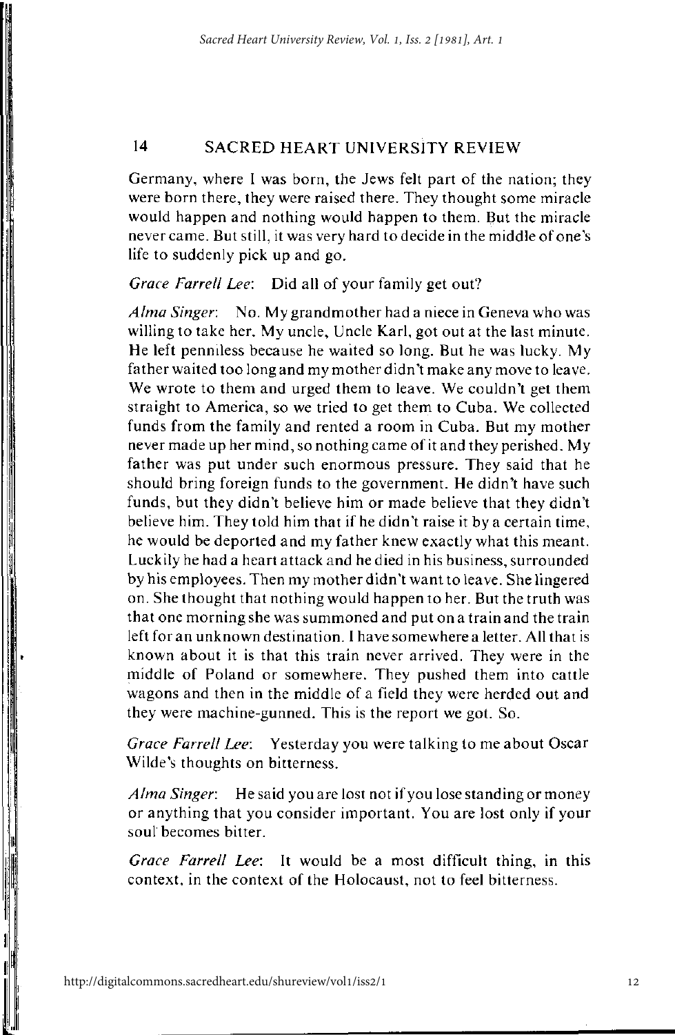Germany, where I was born, the Jews felt part of the nation; they were born there, they were raised there. They thought some miracle would happen and nothing would happen to them. But the miracle never came. But still, it was very hard to decide in the middle of one's life to suddenly pick up and go.

*Grace Farrell Lee*: Did all of your family get out?

*Alma Singer*: No. My grandmother had a niece in Geneva who was willing to take her. My uncle, Uncle Karl, got out at the last minute. He left penniless because he waited so long. But he was lucky. My father waited too long and my mother didn't make any move to leave. We wrote to them and urged them to leave. We couldn't get them straight to America, so we tried to get them to Cuba. We collected funds from the family and rented a room in Cuba. But my mother never made up her mind, so nothing came of it and they perished. My father was put under such enormous pressure. They said that he should bring foreign funds to the government. He didn't have such funds, but they didn't believe him or made believe that they didn't believe him. They told him that if he didn't raise it by a certain time, he would be deported and my father knew exactly what this meant. Luckily he had a heart attack and he died in his business, surrounded by his employees. Then my mother didn't want to leave. She lingered on. She thought that nothing would happen to her. But the truth was that one morning she was summoned and put on a train and the train left for an unknown destination. I have somewhere a letter. All that is known about it is that this train never arrived. They were in the middle of Poland or somewhere. They pushed them into cattle wagons and then in the middle of a field they were herded out and they were machine-gunned. This is the report we got. So.

*Grace Farrell Lee*: Yesterday you were talking to me about Oscar Wilde's thoughts on bitterness.

*Alma Singer*: He said you are lost not if you lose standing or money or anything that you consider important. You are lost only if your soul becomes bitter.

*Grace Farrell Lee*: It would be a most difficult thing, in this context, in the context of the Holocaust, not to feel bitterness.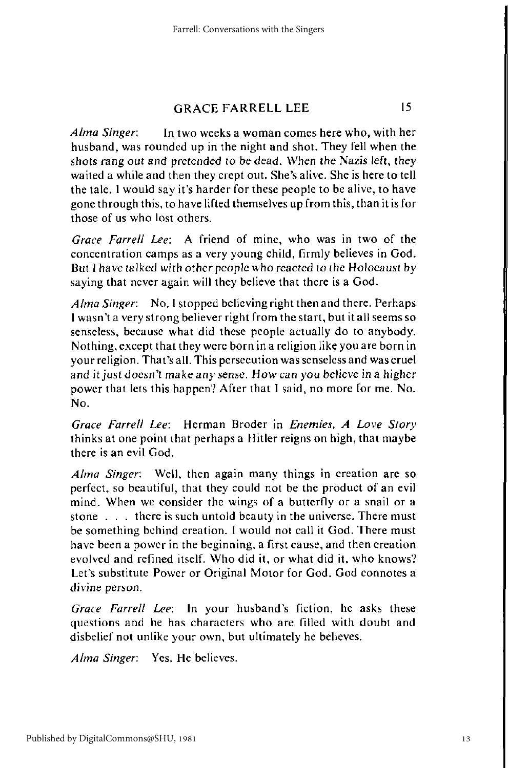*Alma Singer*: In two weeks a woman comes here who, with her husband, was rounded up in the night and shot. They fell when the shots rang out and pretended to be dead. When the Nazis left, they waited a while and then they crept out. She's alive. She is here to tell the tale. I would say it's harder for these people to be alive, to have gone through this, to have lifted themselves up from this, than it is for those of us who lost others.

*Grace Farrell Lee*: A friend of mine, who was in two of the concentration camps as a very young child, firmly believes in God. But I have talked with other people who reacted to the Holocaust by saying that never again will they believe that there is a God.

*Alma Singer*: No. I stopped believing right then and there. Perhaps I wasn't a very strong believer right from the start, but it all seems so senseless, because what did these people actually do to anybody. Nothing, except that they were born in a religion like you are born in your religion. That's all. This persecution was senseless and was cruel and it just doesn't make any sense. How can you believe in a higher power that lets this happen? After that I said, no more for me. No. No.

*Grace Farrell Lee*: Herman Broder in *Enemies, A Love Story* thinks at one point that perhaps a Hitler reigns on high, that maybe there is an evil God.

*Alma Singer*: Well, then again many things in creation are so perfect, so beautiful, that they could not be the product of an evil mind. When we consider the wings of a butterfly or a snail or a stone . . . there is such untold beauty in the universe. There must be something behind creation. I would not call it God. There must have been a power in the beginning, a first cause, and then creation evolved and refined itself. Who did it, or what did it, who knows? Let's substitute Power or Original Motor for God. God connotes a divine person.

*Grace Farrell Lee*: In your husband's fiction, he asks these questions and he has characters who are filled with doubt and disbelief not unlike your own, but ultimately he believes.

*Alma Singer*: Yes. He believes.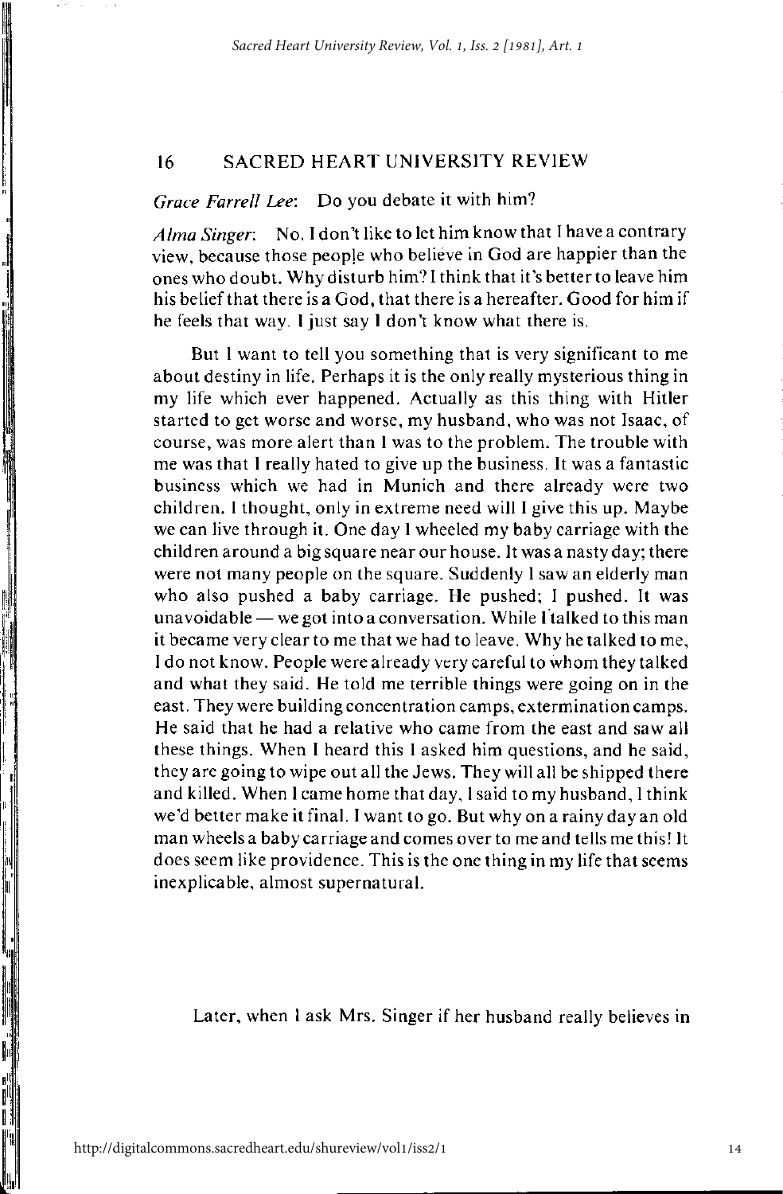*Grace Farrell Lee*: Do you debate it with him?

*Alma Singer*: No. I don't like to let him know that I have a contrary view, because those people who believe in God are happier than the ones who doubt. Why disturb him? I think that it's better to leave him his belief that there is a God, that there is a hereafter. Good for him if he feels that way. I just say I don't know what there is.

But I want to tell you something that is very significant to me about destiny in life. Perhaps it is the only really mysterious thing in my life which ever happened. Actually as this thing with Hitler started to get worse and worse, my husband, who was not Isaac, of course, was more alert than I was to the problem. The trouble with me was that I really hated to give up the business. It was a fantastic business which we had in Munich and there already were two children. I thought, only in extreme need will I give this up. Maybe we can live through it. One day I wheeled my baby carriage with the children around a big square near our house. It was a nasty day; there were not many people on the square. Suddenly I saw an elderly man who also pushed a baby carriage. He pushed; I pushed. It was unavoidable — we got into a conversation. While I talked to this man it became very clear to me that we had to leave. Why he talked to me, I do not know. People were already very careful to whom they talked and what they said. He told me terrible things were going on in the east. They were building concentration camps, extermination camps. He said that he had a relative who came from the east and saw all these things. When I heard this I asked him questions, and he said, they are going to wipe out all the Jews. They will all be shipped there and killed. When I came home that day, I said to my husband, I think we'd better make it final. I want to go. But why on a rainy day an old man wheels a baby carriage and comes over to me and tells me this! It does seem like providence. This is the one thing in my life that seems inexplicable, almost supernatural.

Later, when I ask Mrs. Singer if her husband really believes in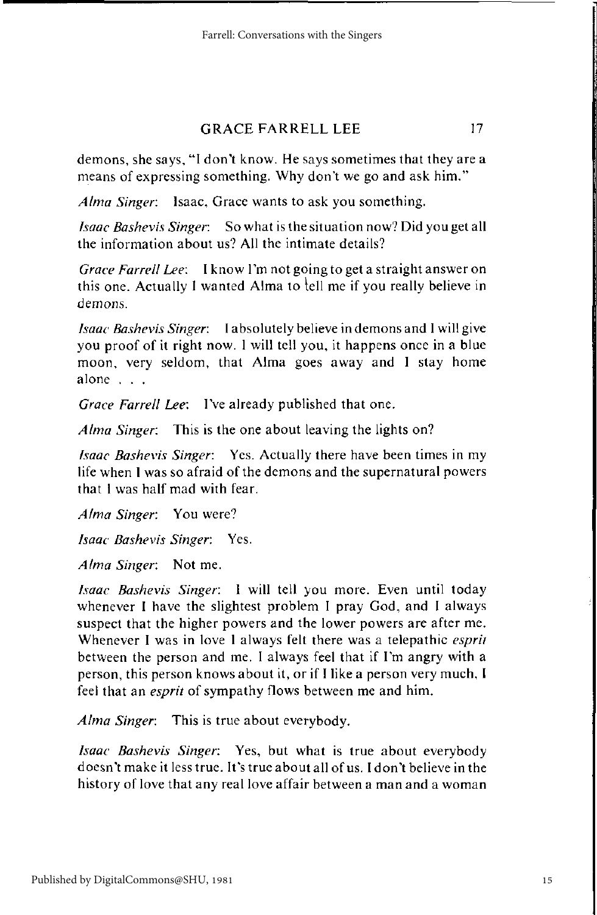demons, she says, "I don't know. He says sometimes that they are a means of expressing something. Why don't we go and ask him."

*Alma Singer*: Isaac, Grace wants to ask you something.

*Isaac Bashevis Singer*: So what is the situation now? Did you get all the information about us? All the intimate details?

*Grace Farrell Lee*: I know I'm not going to get a straight answer on this one. Actually I wanted Alma to tell me if you really believe in demons.

*Isaac Bashevis Singer*: I absolutely believe in demons and I will give you proof of it right now. I will tell you, it happens once in a blue moon, very seldom, that Alma goes away and I stay home alone . . .

*Grace Farrell Lee*: I've already published that one.

*Alma Singer*: This is the one about leaving the lights on?

*Isaac Bashevis Singer*: Yes. Actually there have been times in my life when I was so afraid of the demons and the supernatural powers that I was half mad with fear.

*Alma Singer*: You were?

*Isaac Bashevis Singer*: Yes.

*Alma Singer*: Not me.

*Isaac Bashevis Singer*: I will tell you more. Even until today whenever I have the slightest problem I pray God, and I always suspect that the higher powers and the lower powers are after me. Whenever I was in love I always felt there was a telepathic *esprit* between the person and me. I always feel that if I'm angry with a person, this person knows about it, or if I like a person very much, I feel that an *esprit* of sympathy flows between me and him.

*Alma Singer*: This is true about everybody.

*Isaac Bashevis Singer*: Yes, but what is true about everybody doesn't make it less true. It's true about all of us. I don't believe in the history of love that any real love affair between a man and a woman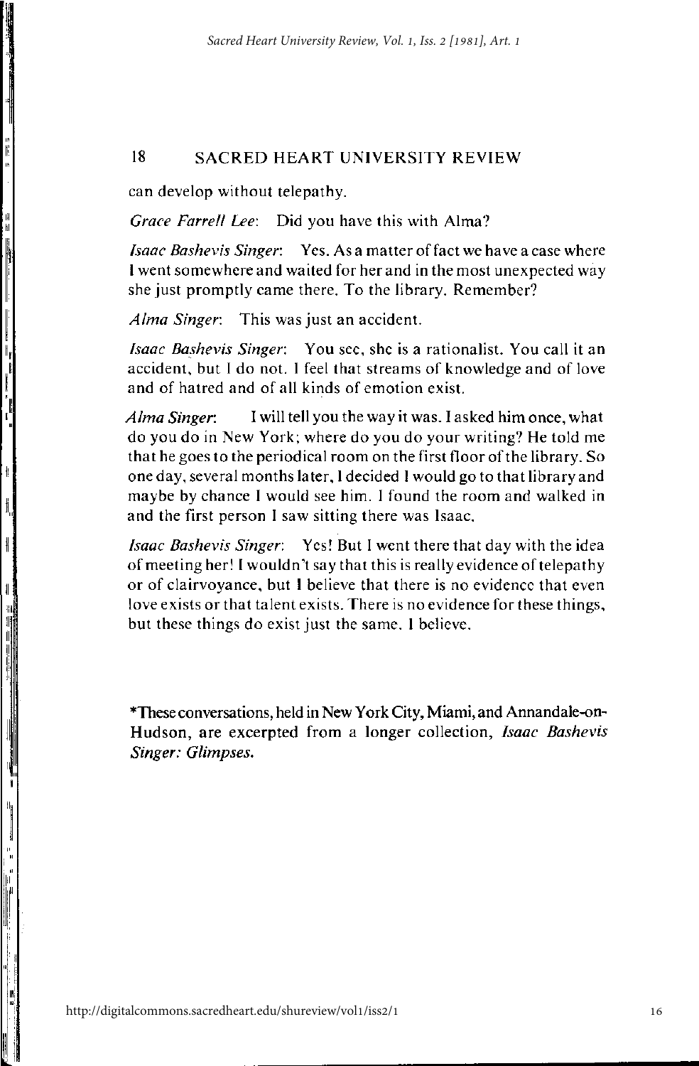can develop without telepathy.

*Grace Farrell Lee*: Did you have this with Alma?

*Isaac Bashevis Singer*: Yes. As a matter of fact we have a case where I went somewhere and waited for her and in the most unexpected way she just promptly came there. To the library. Remember?

*Alma Singer*: This was just an accident.

*Isaac Bashevis Singer*: You see, she is a rationalist. You call it an accident, but I do not. I feel that streams of knowledge and of love and of hatred and of all kinds of emotion exist.

*Alma Singer*: I will tell you the way it was. I asked him once, what do you do in New York; where do you do your writing? He told me that he goes to the periodical room on the first floor of the library. So one day, several months later, I decided I would go to that library and maybe by chance I would see him. I found the room and walked in and the first person I saw sitting there was Isaac.

*Isaac Bashevis Singer*: Yes! But I went there that day with the idea of meeting her! I wouldn't say that this is really evidence of telepathy or of clairvoyance, but I believe that there is no evidence that even love exists or that talent exists. There is no evidence for these things, but these things do exist just the same. I believe.

*These conversations, held in New York City, Miami, and Annandale-on-Hudson, are excerpted from a longer collection, *Isaac Bashevis Singer: Glimpses.*